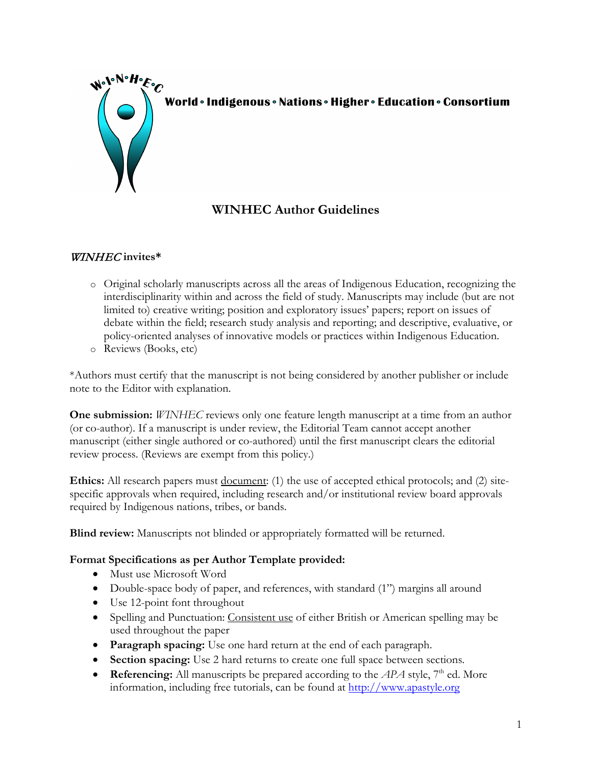W•I•N•H•E•C

**World • Indigenous • Nations • Higher • Education • Consortium**

# WINHEC Author Guidelines

## *WINHEC* invites*

- Original scholarly manuscripts across all the areas of Indigenous Education, recognizing the interdisciplinarity within and across the field of study. Manuscripts may include (but are not limited to) creative writing; position and exploratory issues' papers; report on issues of debate within the field; research study analysis and reporting; and descriptive, evaluative, or policy-oriented analyses of innovative models or practices within Indigenous Education.
- Reviews (Books, etc)

*Authors must certify that the manuscript is not being considered by another publisher or include note to the Editor with explanation.

**One submission:** *WINHEC* reviews only one feature length manuscript at a time from an author (or co-author). If a manuscript is under review, the Editorial Team cannot accept another manuscript (either single authored or co-authored) until the first manuscript clears the editorial review process. (Reviews are exempt from this policy.)

**Ethics:** All research papers must document: (1) the use of accepted ethical protocols; and (2) site-specific approvals when required, including research and/or institutional review board approvals required by Indigenous nations, tribes, or bands.

**Blind review:** Manuscripts not blinded or appropriately formatted will be returned.

**Format Specifications as per Author Template provided:**

- Must use Microsoft Word
- Double-space body of paper, and references, with standard (1") margins all around
- Use 12-point font throughout
- Spelling and Punctuation: Consistent use of either British or American spelling may be used throughout the paper
- **Paragraph spacing:** Use one hard return at the end of each paragraph.
- **Section spacing:** Use 2 hard returns to create one full space between sections.
- **Referencing:** All manuscripts be prepared according to the *APA* style, 7th ed. More information, including free tutorials, can be found at http://www.apastyle.org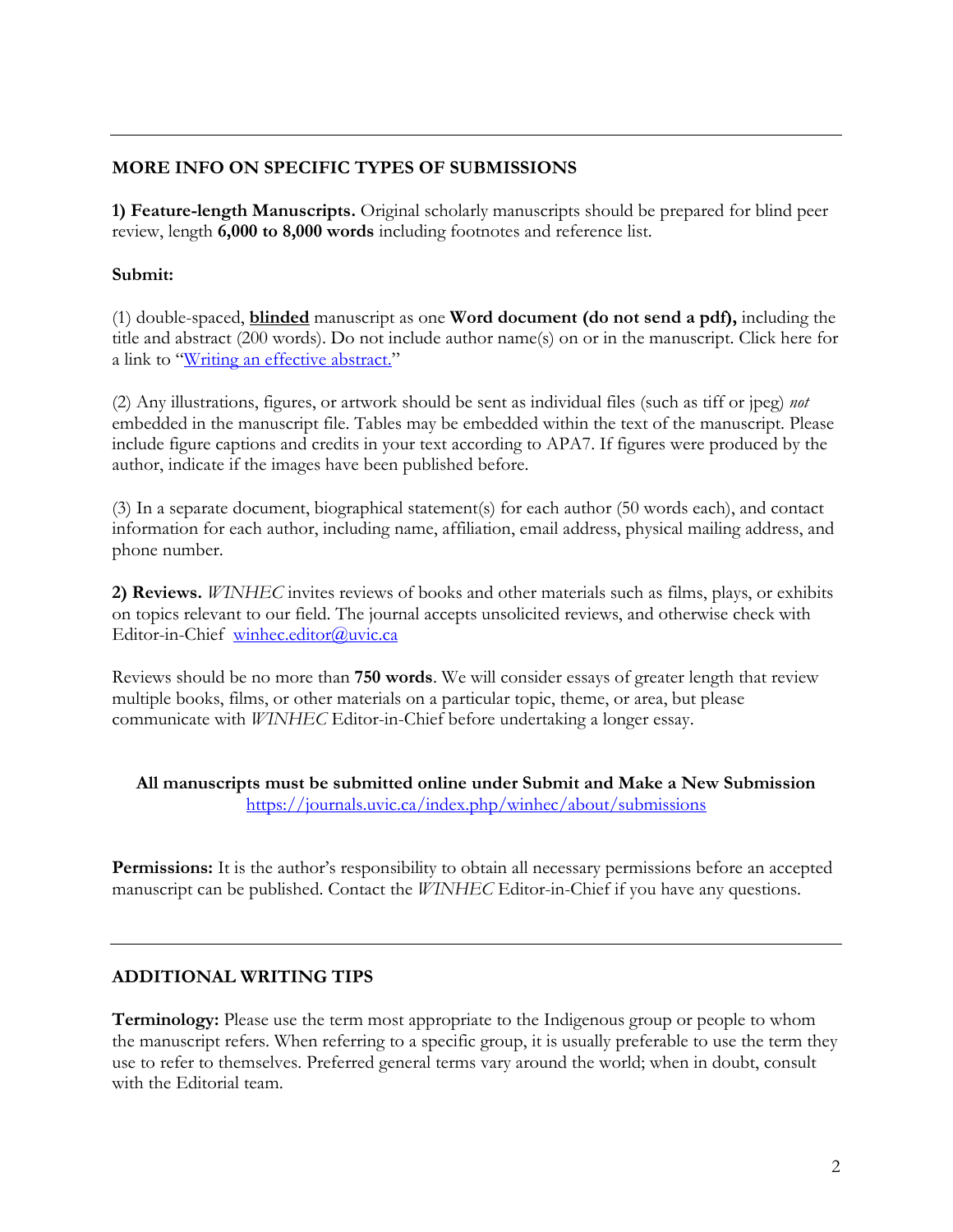---

## MORE INFO ON SPECIFIC TYPES OF SUBMISSIONS

**1) Feature-length Manuscripts.** Original scholarly manuscripts should be prepared for blind peer review, length **6,000 to 8,000 words** including footnotes and reference list.

**Submit:**

(1) double-spaced, **blinded** manuscript as one **Word document (do not send a pdf),** including the title and abstract (200 words). Do not include author name(s) on or in the manuscript. Click here for a link to "[Writing an effective abstract.](#)"

(2) Any illustrations, figures, or artwork should be sent as individual files (such as tiff or jpeg) *not* embedded in the manuscript file. Tables may be embedded within the text of the manuscript. Please include figure captions and credits in your text according to APA7. If figures were produced by the author, indicate if the images have been published before.

(3) In a separate document, biographical statement(s) for each author (50 words each), and contact information for each author, including name, affiliation, email address, physical mailing address, and phone number.

**2) Reviews.** *WINHEC* invites reviews of books and other materials such as films, plays, or exhibits on topics relevant to our field. The journal accepts unsolicited reviews, and otherwise check with Editor-in-Chief winhec.editor@uvic.ca

Reviews should be no more than **750 words**. We will consider essays of greater length that review multiple books, films, or other materials on a particular topic, theme, or area, but please communicate with *WINHEC* Editor-in-Chief before undertaking a longer essay.

**All manuscripts must be submitted online under Submit and Make a New Submission**
https://journals.uvic.ca/index.php/winhec/about/submissions

**Permissions:** It is the author's responsibility to obtain all necessary permissions before an accepted manuscript can be published. Contact the *WINHEC* Editor-in-Chief if you have any questions.

---

## ADDITIONAL WRITING TIPS

**Terminology:** Please use the term most appropriate to the Indigenous group or people to whom the manuscript refers. When referring to a specific group, it is usually preferable to use the term they use to refer to themselves. Preferred general terms vary around the world; when in doubt, consult with the Editorial team.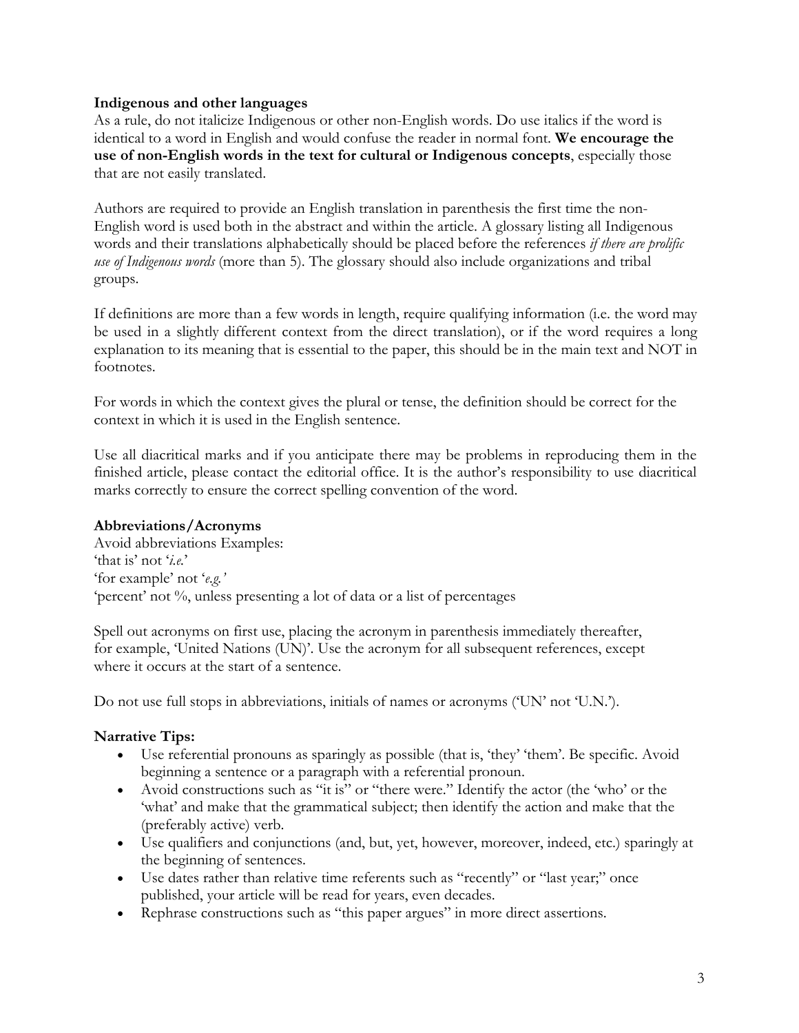**Indigenous and other languages**

As a rule, do not italicize Indigenous or other non-English words. Do use italics if the word is identical to a word in English and would confuse the reader in normal font. **We encourage the use of non-English words in the text for cultural or Indigenous concepts**, especially those that are not easily translated.

Authors are required to provide an English translation in parenthesis the first time the non-English word is used both in the abstract and within the article. A glossary listing all Indigenous words and their translations alphabetically should be placed before the references *if there are prolific use of Indigenous words* (more than 5). The glossary should also include organizations and tribal groups.

If definitions are more than a few words in length, require qualifying information (i.e. the word may be used in a slightly different context from the direct translation), or if the word requires a long explanation to its meaning that is essential to the paper, this should be in the main text and NOT in footnotes.

For words in which the context gives the plural or tense, the definition should be correct for the context in which it is used in the English sentence.

Use all diacritical marks and if you anticipate there may be problems in reproducing them in the finished article, please contact the editorial office. It is the author's responsibility to use diacritical marks correctly to ensure the correct spelling convention of the word.

**Abbreviations/Acronyms**

Avoid abbreviations Examples:
'that is' not '*i.e.*'
'for example' not '*e.g.*'
'percent' not %, unless presenting a lot of data or a list of percentages

Spell out acronyms on first use, placing the acronym in parenthesis immediately thereafter, for example, 'United Nations (UN)'. Use the acronym for all subsequent references, except where it occurs at the start of a sentence.

Do not use full stops in abbreviations, initials of names or acronyms ('UN' not 'U.N.').

**Narrative Tips:**

- Use referential pronouns as sparingly as possible (that is, 'they' 'them'. Be specific. Avoid beginning a sentence or a paragraph with a referential pronoun.
- Avoid constructions such as "it is" or "there were." Identify the actor (the 'who' or the 'what' and make that the grammatical subject; then identify the action and make that the (preferably active) verb.
- Use qualifiers and conjunctions (and, but, yet, however, moreover, indeed, etc.) sparingly at the beginning of sentences.
- Use dates rather than relative time referents such as "recently" or "last year;" once published, your article will be read for years, even decades.
- Rephrase constructions such as "this paper argues" in more direct assertions.